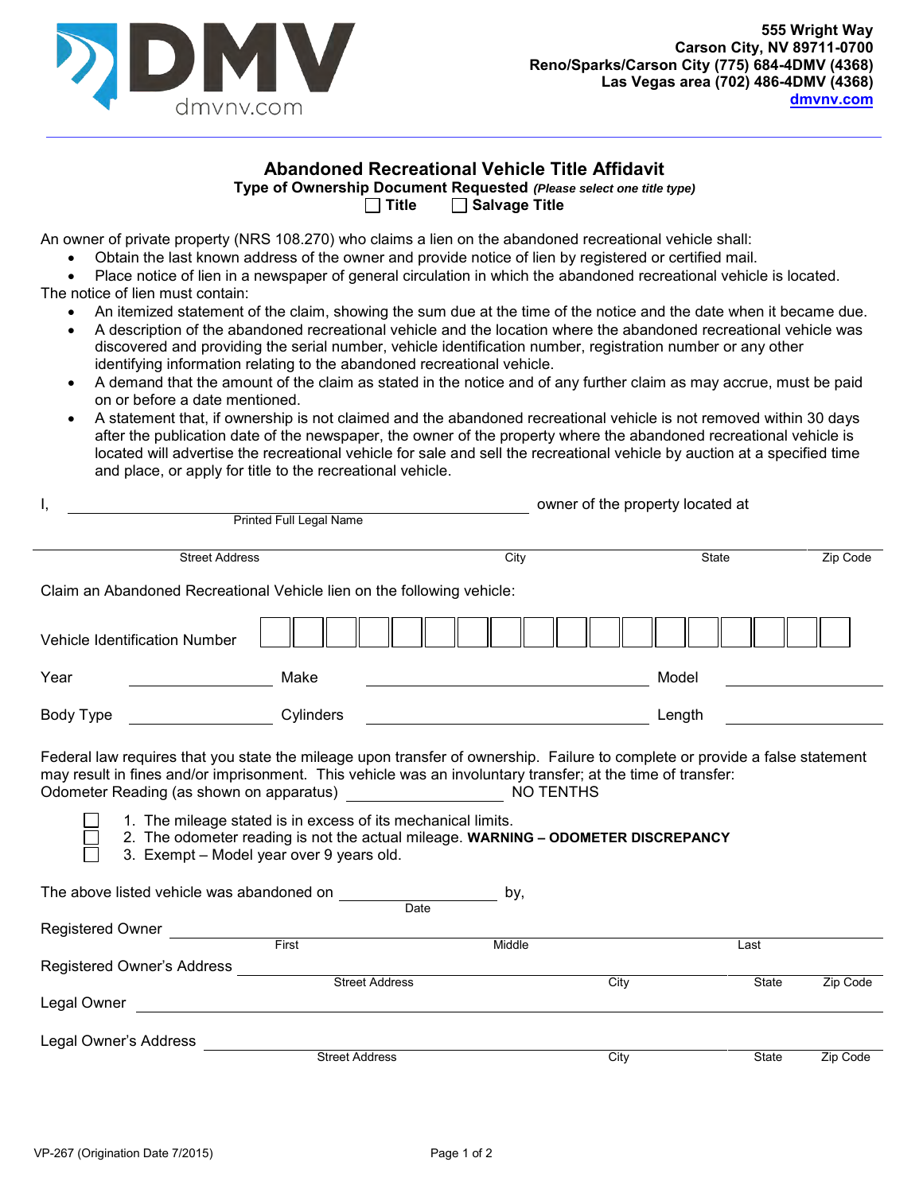DMV
dmvnv.com

555 Wright Way
Carson City, NV 89711-0700
Reno/Sparks/Carson City (775) 684-4DMV (4368)
Las Vegas area (702) 486-4DMV (4368)
dmvnv.com

# Abandoned Recreational Vehicle Title Affidavit

**Type of Ownership Document Requested** *(Please select one title type)*

☐ **Title** ☐ **Salvage Title**

An owner of private property (NRS 108.270) who claims a lien on the abandoned recreational vehicle shall:

- Obtain the last known address of the owner and provide notice of lien by registered or certified mail.
- Place notice of lien in a newspaper of general circulation in which the abandoned recreational vehicle is located.

The notice of lien must contain:

- An itemized statement of the claim, showing the sum due at the time of the notice and the date when it became due.
- A description of the abandoned recreational vehicle and the location where the abandoned recreational vehicle was discovered and providing the serial number, vehicle identification number, registration number or any other identifying information relating to the abandoned recreational vehicle.
- A demand that the amount of the claim as stated in the notice and of any further claim as may accrue, must be paid on or before a date mentioned.
- A statement that, if ownership is not claimed and the abandoned recreational vehicle is not removed within 30 days after the publication date of the newspaper, the owner of the property where the abandoned recreational vehicle is located will advertise the recreational vehicle for sale and sell the recreational vehicle by auction at a specified time and place, or apply for title to the recreational vehicle.

I, ______________________________ owner of the property located at
Printed Full Legal Name

______________________________________________________________
Street Address | City | State | Zip Code

Claim an Abandoned Recreational Vehicle lien on the following vehicle:

Vehicle Identification Number | | | | | | | | | | | | | | | | | | 

Year ____________ Make ______________________ Model ____________

Body Type ____________ Cylinders ______________________ Length ____________

Federal law requires that you state the mileage upon transfer of ownership. Failure to complete or provide a false statement may result in fines and/or imprisonment. This vehicle was an involuntary transfer; at the time of transfer:

Odometer Reading (as shown on apparatus) ______________ NO TENTHS

☐ 1. The mileage stated is in excess of its mechanical limits.
☐ 2. The odometer reading is not the actual mileage. **WARNING – ODOMETER DISCREPANCY**
☐ 3. Exempt – Model year over 9 years old.

The above listed vehicle was abandoned on ______________ by,
Date

Registered Owner ______________________________________________
First | Middle | Last

Registered Owner's Address ______________________________________
Street Address | City | State | Zip Code

Legal Owner ___________________________________________________

Legal Owner's Address __________________________________________
Street Address | City | State | Zip Code

VP-267 (Origination Date 7/2015)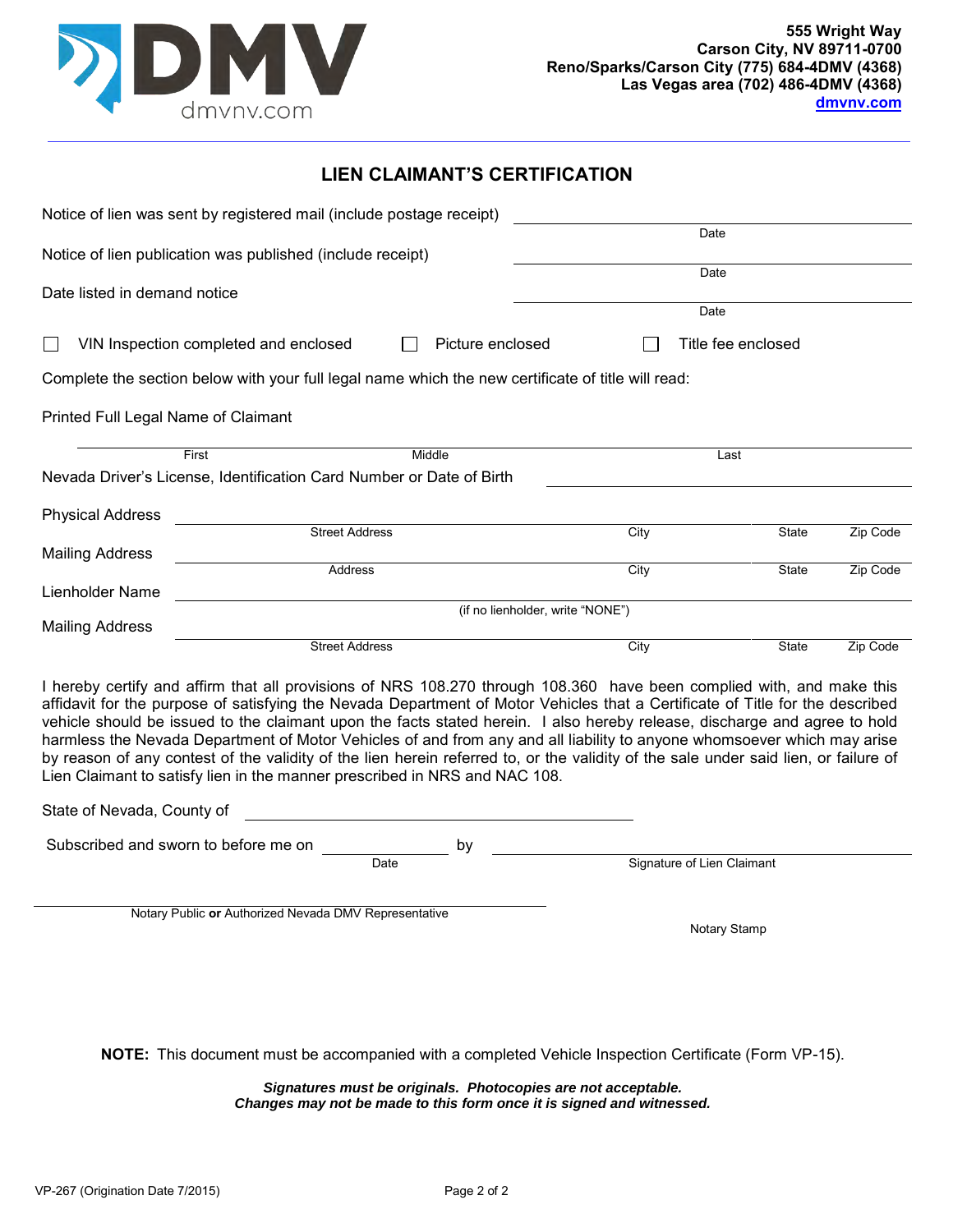DMV
dmvnv.com

**555 Wright Way**
**Carson City, NV 89711-0700**
**Reno/Sparks/Carson City (775) 684-4DMV (4368)**
**Las Vegas area (702) 486-4DMV (4368)**
**dmvnv.com**

# LIEN CLAIMANT'S CERTIFICATION

Notice of lien was sent by registered mail (include postage receipt) \_\_\_\_\_\_\_\_\_\_\_\_\_\_\_\_\_\_\_\_
Date

Notice of lien publication was published (include receipt) \_\_\_\_\_\_\_\_\_\_\_\_\_\_\_\_\_\_\_\_
Date

Date listed in demand notice \_\_\_\_\_\_\_\_\_\_\_\_\_\_\_\_\_\_\_\_
Date

☐ VIN Inspection completed and enclosed ☐ Picture enclosed ☐ Title fee enclosed

Complete the section below with your full legal name which the new certificate of title will read:

Printed Full Legal Name of Claimant

\_\_\_\_\_\_\_\_\_\_\_\_\_\_\_\_\_\_\_\_\_\_\_\_\_\_\_\_\_\_\_\_\_\_\_\_\_\_\_\_
First Middle Last

Nevada Driver's License, Identification Card Number or Date of Birth \_\_\_\_\_\_\_\_\_\_\_\_\_\_\_\_\_\_\_\_

Physical Address \_\_\_\_\_\_\_\_\_\_\_\_\_\_\_\_\_\_\_\_\_\_\_\_\_\_\_\_\_\_\_\_\_\_\_\_\_\_\_\_
Street Address City State Zip Code

Mailing Address \_\_\_\_\_\_\_\_\_\_\_\_\_\_\_\_\_\_\_\_\_\_\_\_\_\_\_\_\_\_\_\_\_\_\_\_\_\_\_\_
Address City State Zip Code

Lienholder Name \_\_\_\_\_\_\_\_\_\_\_\_\_\_\_\_\_\_\_\_\_\_\_\_\_\_\_\_\_\_\_\_\_\_\_\_\_\_\_\_
(if no lienholder, write "NONE")

Mailing Address \_\_\_\_\_\_\_\_\_\_\_\_\_\_\_\_\_\_\_\_\_\_\_\_\_\_\_\_\_\_\_\_\_\_\_\_\_\_\_\_
Street Address City State Zip Code

I hereby certify and affirm that all provisions of NRS 108.270 through 108.360 have been complied with, and make this affidavit for the purpose of satisfying the Nevada Department of Motor Vehicles that a Certificate of Title for the described vehicle should be issued to the claimant upon the facts stated herein. I also hereby release, discharge and agree to hold harmless the Nevada Department of Motor Vehicles of and from any and all liability to anyone whomsoever which may arise by reason of any contest of the validity of the lien herein referred to, or the validity of the sale under said lien, or failure of Lien Claimant to satisfy lien in the manner prescribed in NRS and NAC 108.

State of Nevada, County of \_\_\_\_\_\_\_\_\_\_\_\_\_\_\_\_\_\_\_\_

Subscribed and sworn to before me on \_\_\_\_\_\_\_\_\_\_ by \_\_\_\_\_\_\_\_\_\_\_\_\_\_\_\_\_\_\_\_
Date Signature of Lien Claimant

\_\_\_\_\_\_\_\_\_\_\_\_\_\_\_\_\_\_\_\_\_\_\_\_\_\_\_\_\_\_\_\_\_\_\_\_\_\_\_\_
Notary Public **or** Authorized Nevada DMV Representative

Notary Stamp

**NOTE:** This document must be accompanied with a completed Vehicle Inspection Certificate (Form VP-15).

***Signatures must be originals. Photocopies are not acceptable.***
***Changes may not be made to this form once it is signed and witnessed.***

VP-267 (Origination Date 7/2015)